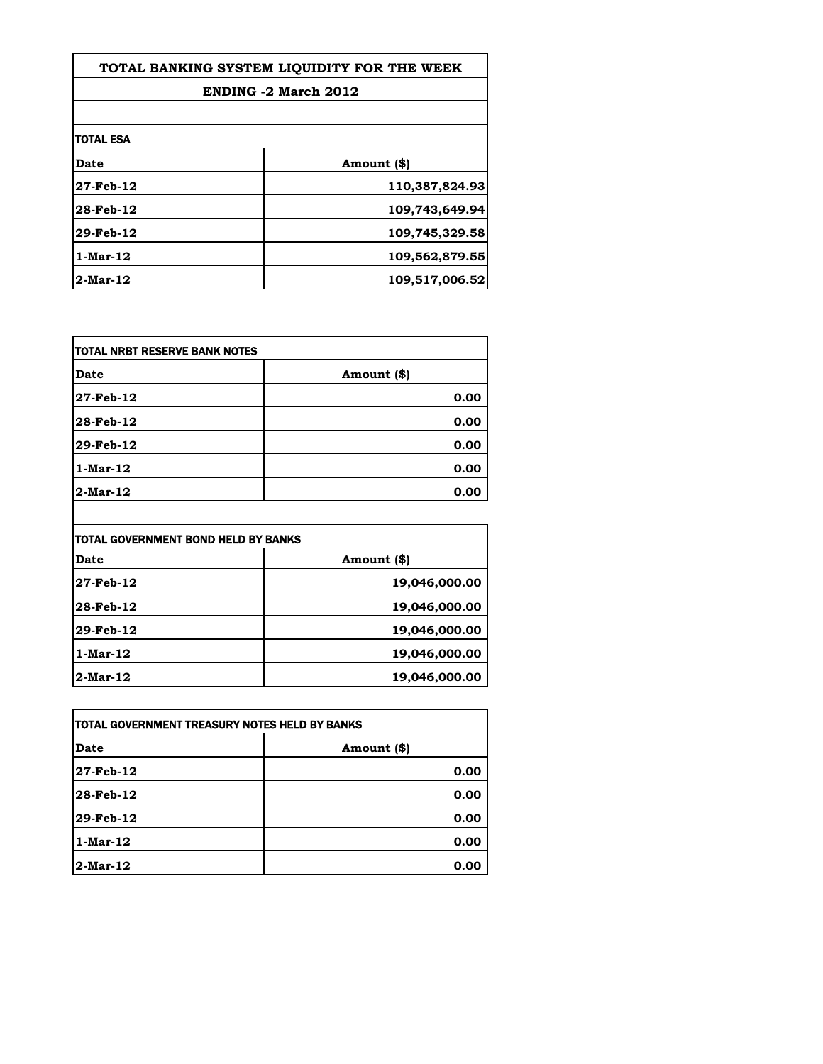# TOTAL BANKING SYSTEM LIQUIDITY FOR THE WEEK

## ENDING -2 March 2012

**TOTAL ESA**

| Date | Amount ($) |
|---|---|
| 27-Feb-12 | 110,387,824.93 |
| 28-Feb-12 | 109,743,649.94 |
| 29-Feb-12 | 109,745,329.58 |
| 1-Mar-12 | 109,562,879.55 |
| 2-Mar-12 | 109,517,006.52 |

**TOTAL NRBT RESERVE BANK NOTES**

| Date | Amount ($) |
|---|---|
| 27-Feb-12 | 0.00 |
| 28-Feb-12 | 0.00 |
| 29-Feb-12 | 0.00 |
| 1-Mar-12 | 0.00 |
| 2-Mar-12 | 0.00 |

**TOTAL GOVERNMENT BOND HELD BY BANKS**

| Date | Amount ($) |
|---|---|
| 27-Feb-12 | 19,046,000.00 |
| 28-Feb-12 | 19,046,000.00 |
| 29-Feb-12 | 19,046,000.00 |
| 1-Mar-12 | 19,046,000.00 |
| 2-Mar-12 | 19,046,000.00 |

**TOTAL GOVERNMENT TREASURY NOTES HELD BY BANKS**

| Date | Amount ($) |
|---|---|
| 27-Feb-12 | 0.00 |
| 28-Feb-12 | 0.00 |
| 29-Feb-12 | 0.00 |
| 1-Mar-12 | 0.00 |
| 2-Mar-12 | 0.00 |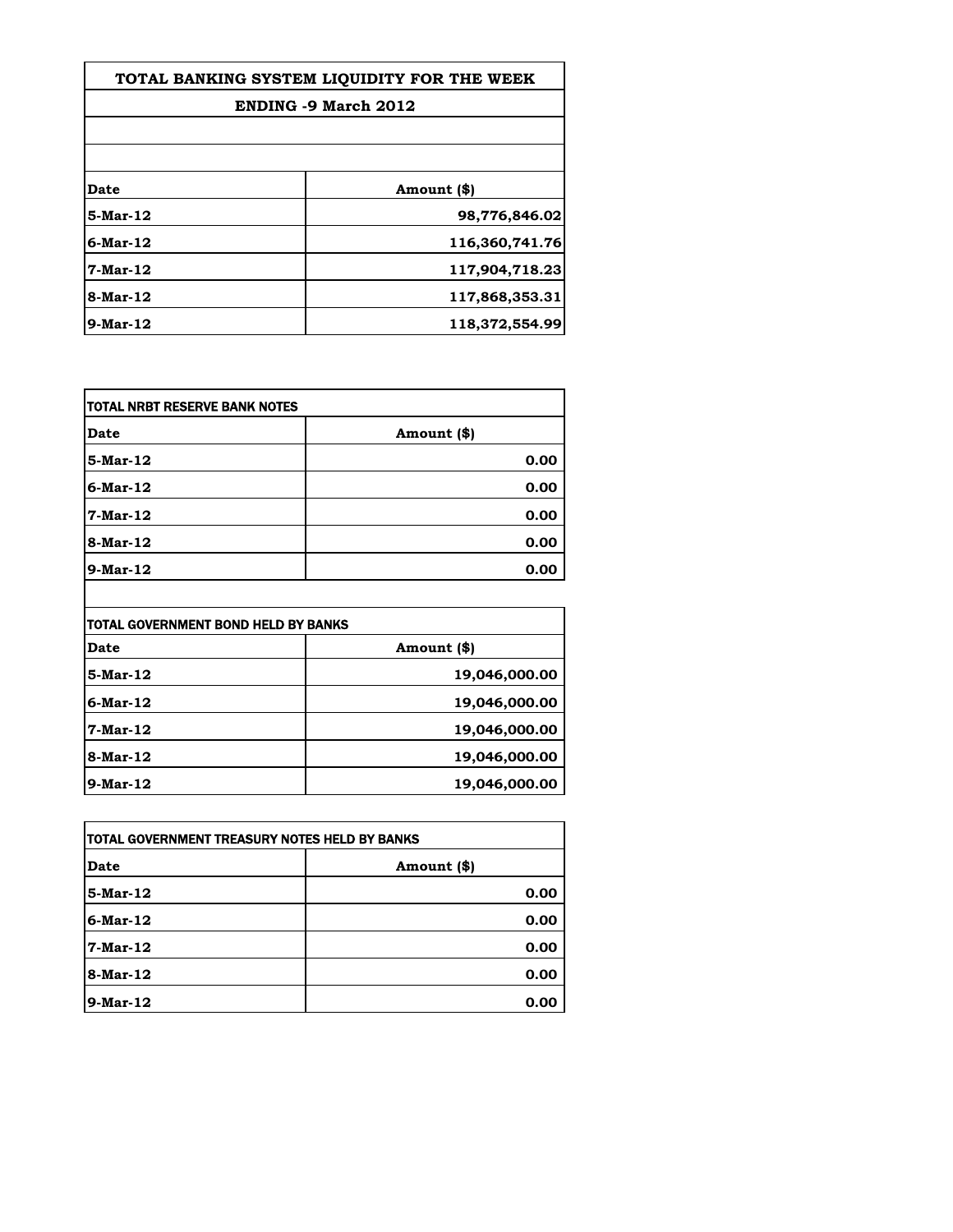| TOTAL BANKING SYSTEM LIQUIDITY FOR THE WEEK | |
|---|---|
| ENDING -9 March 2012 | |
| | |
| | |
| Date | Amount ($) |
| 5-Mar-12 | 98,776,846.02 |
| 6-Mar-12 | 116,360,741.76 |
| 7-Mar-12 | 117,904,718.23 |
| 8-Mar-12 | 117,868,353.31 |
| 9-Mar-12 | 118,372,554.99 |

| TOTAL NRBT RESERVE BANK NOTES | |
|---|---|
| Date | Amount ($) |
| 5-Mar-12 | 0.00 |
| 6-Mar-12 | 0.00 |
| 7-Mar-12 | 0.00 |
| 8-Mar-12 | 0.00 |
| 9-Mar-12 | 0.00 |

| TOTAL GOVERNMENT BOND HELD BY BANKS | |
|---|---|
| Date | Amount ($) |
| 5-Mar-12 | 19,046,000.00 |
| 6-Mar-12 | 19,046,000.00 |
| 7-Mar-12 | 19,046,000.00 |
| 8-Mar-12 | 19,046,000.00 |
| 9-Mar-12 | 19,046,000.00 |

| TOTAL GOVERNMENT TREASURY NOTES HELD BY BANKS | |
|---|---|
| Date | Amount ($) |
| 5-Mar-12 | 0.00 |
| 6-Mar-12 | 0.00 |
| 7-Mar-12 | 0.00 |
| 8-Mar-12 | 0.00 |
| 9-Mar-12 | 0.00 |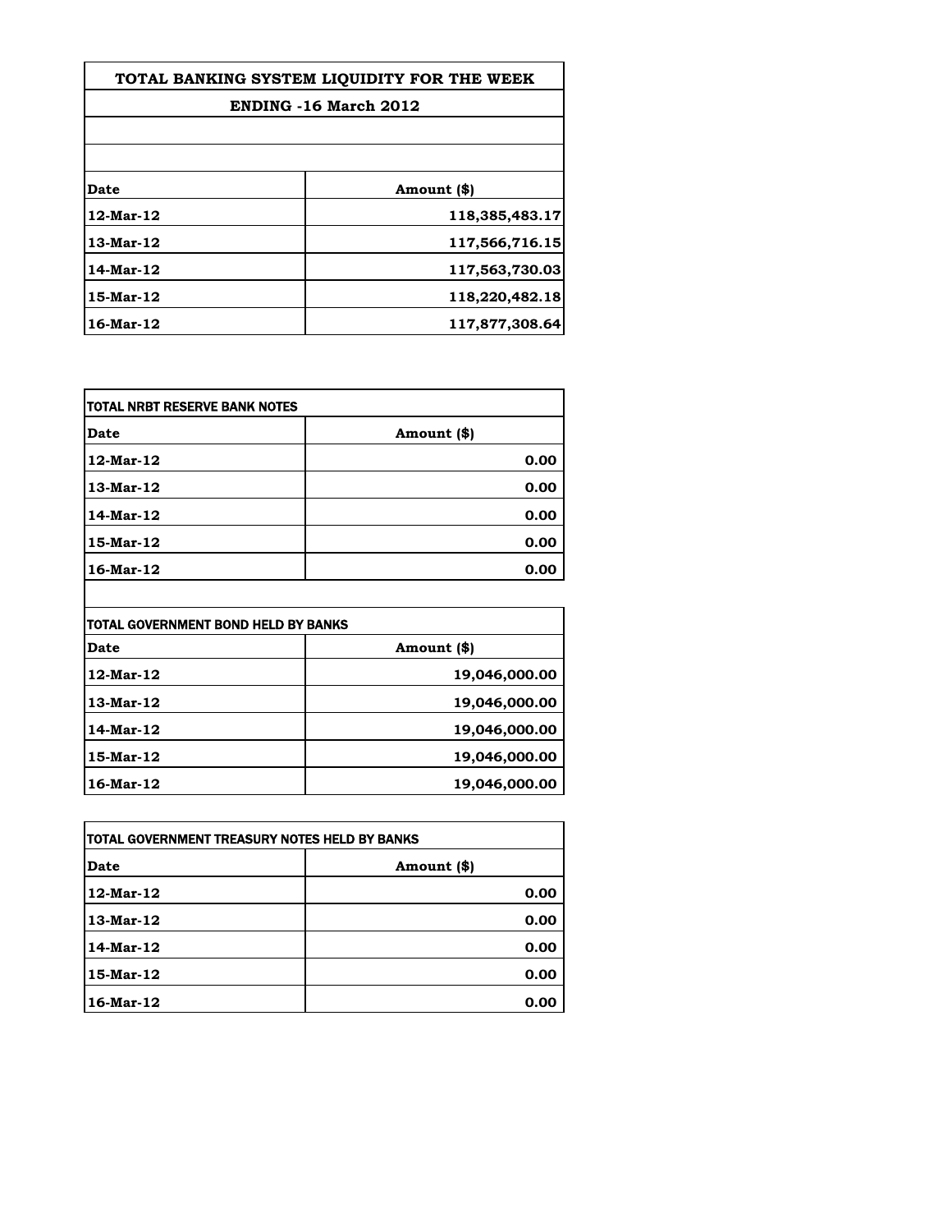## TOTAL BANKING SYSTEM LIQUIDITY FOR THE WEEK

### ENDING -16 March 2012

| Date | Amount ($) |
|---|---|
| 12-Mar-12 | 118,385,483.17 |
| 13-Mar-12 | 117,566,716.15 |
| 14-Mar-12 | 117,563,730.03 |
| 15-Mar-12 | 118,220,482.18 |
| 16-Mar-12 | 117,877,308.64 |

### TOTAL NRBT RESERVE BANK NOTES

| Date | Amount ($) |
|---|---|
| 12-Mar-12 | 0.00 |
| 13-Mar-12 | 0.00 |
| 14-Mar-12 | 0.00 |
| 15-Mar-12 | 0.00 |
| 16-Mar-12 | 0.00 |

### TOTAL GOVERNMENT BOND HELD BY BANKS

| Date | Amount ($) |
|---|---|
| 12-Mar-12 | 19,046,000.00 |
| 13-Mar-12 | 19,046,000.00 |
| 14-Mar-12 | 19,046,000.00 |
| 15-Mar-12 | 19,046,000.00 |
| 16-Mar-12 | 19,046,000.00 |

### TOTAL GOVERNMENT TREASURY NOTES HELD BY BANKS

| Date | Amount ($) |
|---|---|
| 12-Mar-12 | 0.00 |
| 13-Mar-12 | 0.00 |
| 14-Mar-12 | 0.00 |
| 15-Mar-12 | 0.00 |
| 16-Mar-12 | 0.00 |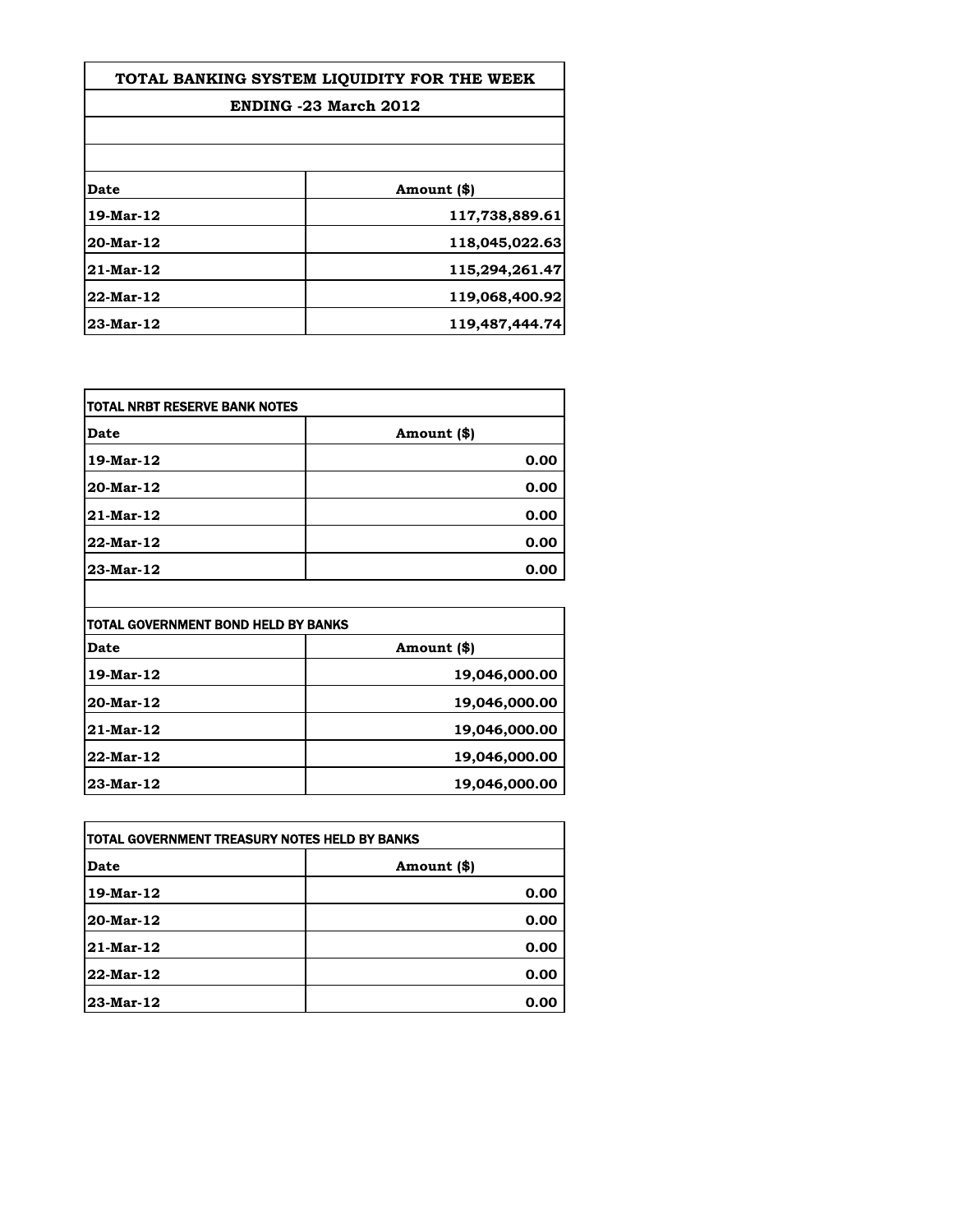| TOTAL BANKING SYSTEM LIQUIDITY FOR THE WEEK | |
|---|---|
| ENDING -23 March 2012 | |
| | |
| | |
| **Date** | **Amount ($)** |
| **19-Mar-12** | **117,738,889.61** |
| **20-Mar-12** | **118,045,022.63** |
| **21-Mar-12** | **115,294,261.47** |
| **22-Mar-12** | **119,068,400.92** |
| **23-Mar-12** | **119,487,444.74** |

| TOTAL NRBT RESERVE BANK NOTES | |
|---|---|
| **Date** | **Amount ($)** |
| **19-Mar-12** | **0.00** |
| **20-Mar-12** | **0.00** |
| **21-Mar-12** | **0.00** |
| **22-Mar-12** | **0.00** |
| **23-Mar-12** | **0.00** |

| TOTAL GOVERNMENT BOND HELD BY BANKS | |
|---|---|
| **Date** | **Amount ($)** |
| **19-Mar-12** | **19,046,000.00** |
| **20-Mar-12** | **19,046,000.00** |
| **21-Mar-12** | **19,046,000.00** |
| **22-Mar-12** | **19,046,000.00** |
| **23-Mar-12** | **19,046,000.00** |

| TOTAL GOVERNMENT TREASURY NOTES HELD BY BANKS | |
|---|---|
| **Date** | **Amount ($)** |
| **19-Mar-12** | **0.00** |
| **20-Mar-12** | **0.00** |
| **21-Mar-12** | **0.00** |
| **22-Mar-12** | **0.00** |
| **23-Mar-12** | **0.00** |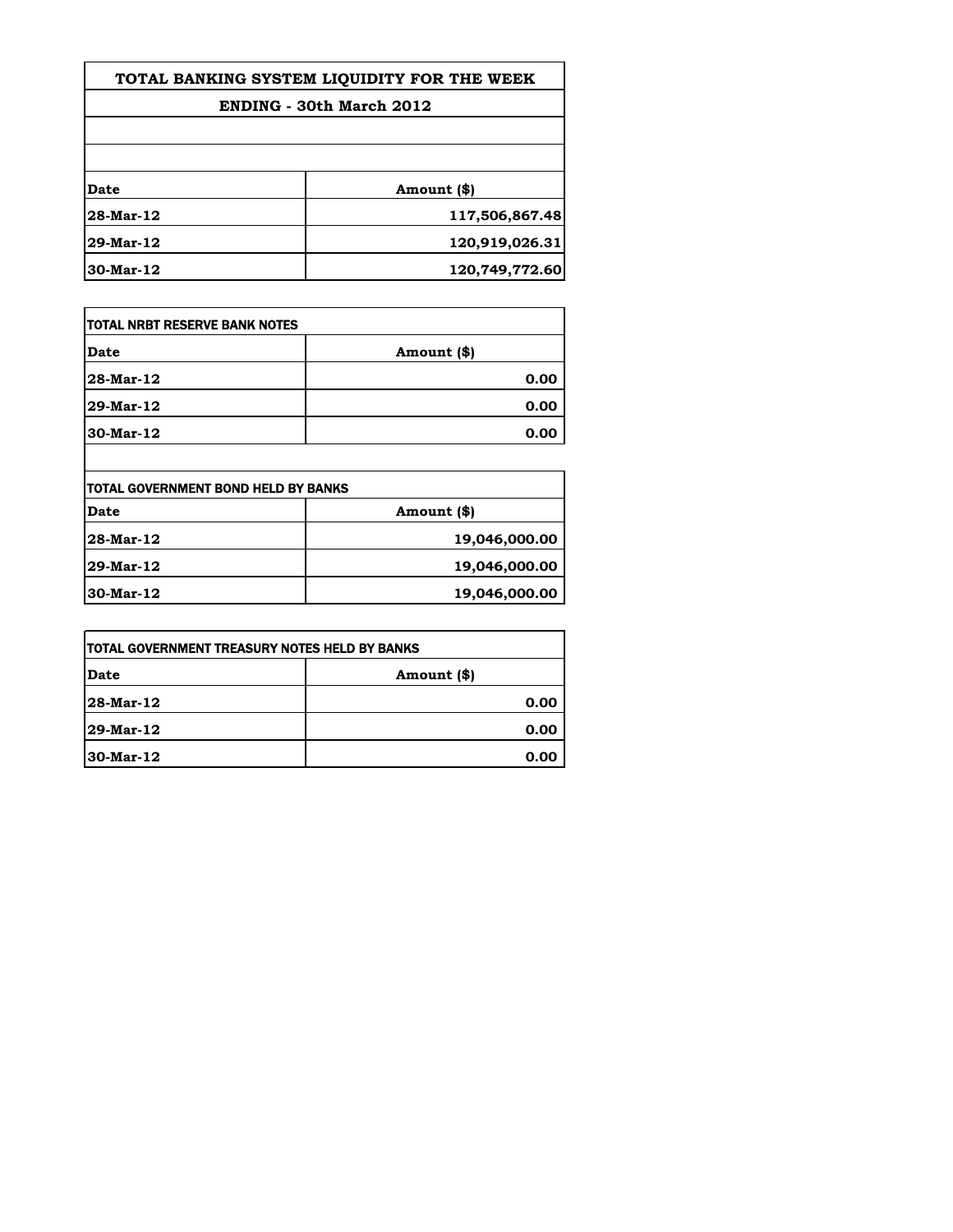| TOTAL BANKING SYSTEM LIQUIDITY FOR THE WEEK | |
|---|---|
| ENDING - 30th March 2012 | |
| | |
| | |
| **Date** | **Amount ($)** |
| **28-Mar-12** | **117,506,867.48** |
| **29-Mar-12** | **120,919,026.31** |
| **30-Mar-12** | **120,749,772.60** |

| TOTAL NRBT RESERVE BANK NOTES | |
|---|---|
| **Date** | **Amount ($)** |
| **28-Mar-12** | **0.00** |
| **29-Mar-12** | **0.00** |
| **30-Mar-12** | **0.00** |

| TOTAL GOVERNMENT BOND HELD BY BANKS | |
|---|---|
| **Date** | **Amount ($)** |
| **28-Mar-12** | **19,046,000.00** |
| **29-Mar-12** | **19,046,000.00** |
| **30-Mar-12** | **19,046,000.00** |

| TOTAL GOVERNMENT TREASURY NOTES HELD BY BANKS | |
|---|---|
| **Date** | **Amount ($)** |
| **28-Mar-12** | **0.00** |
| **29-Mar-12** | **0.00** |
| **30-Mar-12** | **0.00** |